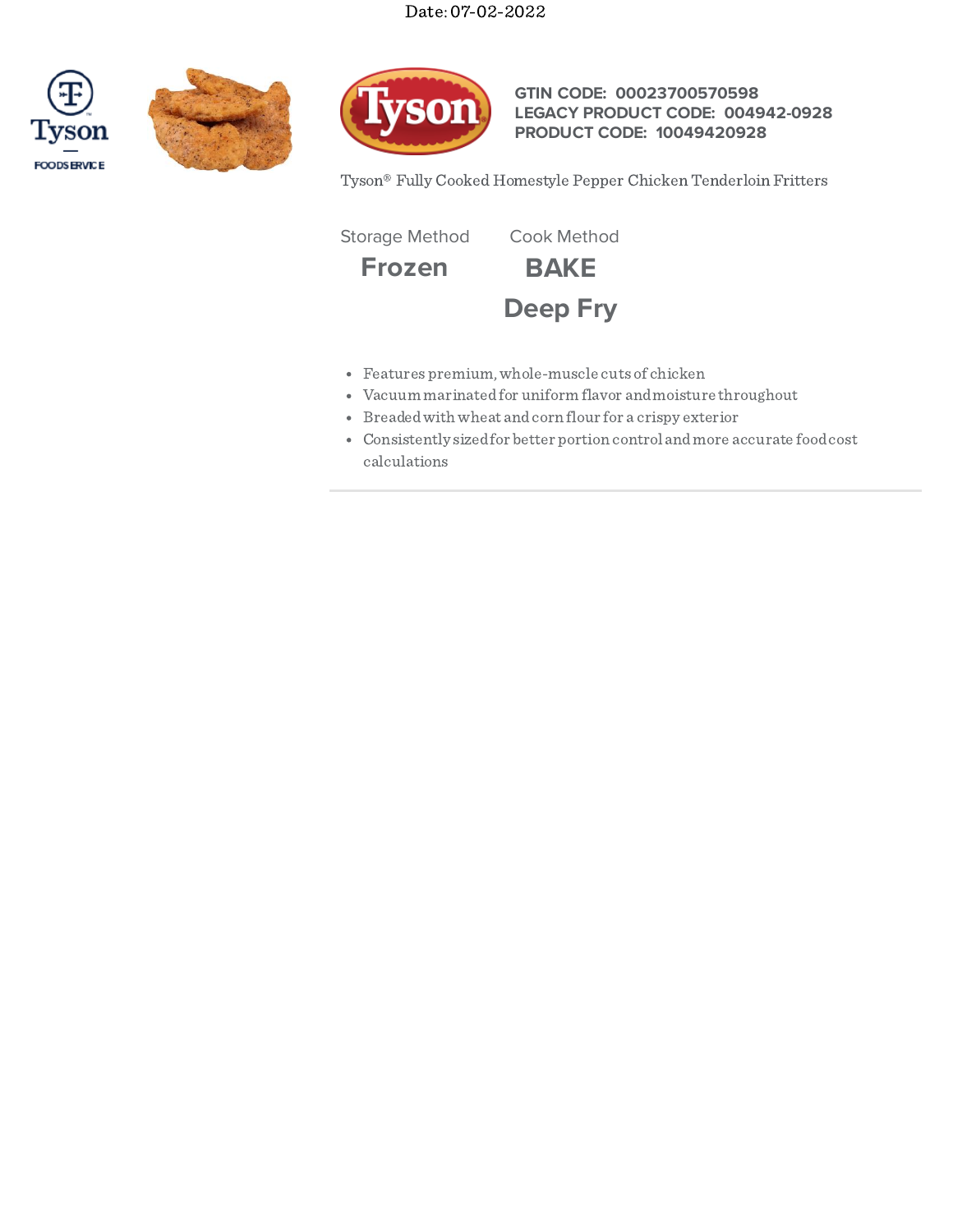Date: 07-02-2022

**GTIN CODE:** 00023700570598
**LEGACY PRODUCT CODE:** 004942-0928
**PRODUCT CODE:** 10049420928

Tyson® Fully Cooked Homestyle Pepper Chicken Tenderloin Fritters

| Storage Method | Cook Method |
| --- | --- |
| **Frozen** | **BAKE** |
| | **Deep Fry** |

- Features premium, whole-muscle cuts of chicken
- Vacuum marinated for uniform flavor and moisture throughout
- Breaded with wheat and corn flour for a crispy exterior
- Consistently sized for better portion control and more accurate food cost calculations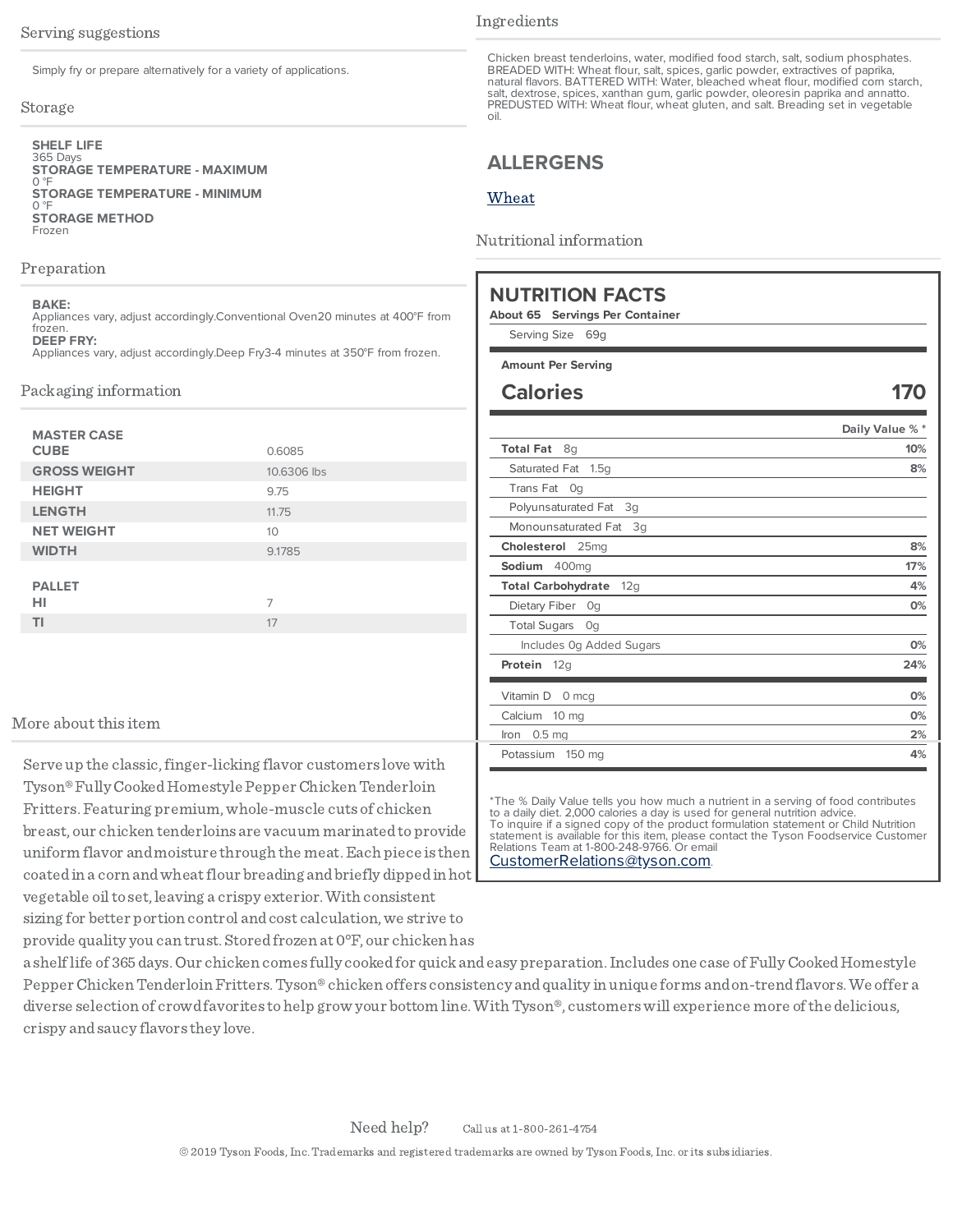## Serving suggestions

Simply fry or prepare alternatively for a variety of applications.

## Storage

**SHELF LIFE**
365 Days
**STORAGE TEMPERATURE - MAXIMUM**
0 °F
**STORAGE TEMPERATURE - MINIMUM**
0 °F
**STORAGE METHOD**
Frozen

## Preparation

**BAKE:**
Appliances vary, adjust accordingly.Conventional Oven20 minutes at 400°F from frozen.
**DEEP FRY:**
Appliances vary, adjust accordingly.Deep Fry3-4 minutes at 350°F from frozen.

## Packaging information

| MASTER CASE | |
|---|---|
| CUBE | 0.6085 |
| GROSS WEIGHT | 10.6306 lbs |
| HEIGHT | 9.75 |
| LENGTH | 11.75 |
| NET WEIGHT | 10 |
| WIDTH | 9.1785 |

| PALLET | |
|---|---|
| HI | 7 |
| TI | 17 |

## Ingredients

Chicken breast tenderloins, water, modified food starch, salt, sodium phosphates. BREADED WITH: Wheat flour, salt, spices, garlic powder, extractives of paprika, natural flavors. BATTERED WITH: Water, bleached wheat flour, modified corn starch, salt, dextrose, spices, xanthan gum, garlic powder, oleoresin paprika and annatto. PREDUSTED WITH: Wheat flour, wheat gluten, and salt. Breading set in vegetable oil.

## ALLERGENS

Wheat

## Nutritional information

### NUTRITION FACTS

**About 65 Servings Per Container**
Serving Size 69g

**Amount Per Serving**

**Calories 170**

| | Daily Value % * |
|---|---|
| **Total Fat** 8g | 10% |
| Saturated Fat 1.5g | 8% |
| Trans Fat 0g | |
| Polyunsaturated Fat 3g | |
| Monounsaturated Fat 3g | |
| **Cholesterol** 25mg | 8% |
| **Sodium** 400mg | 17% |
| **Total Carbohydrate** 12g | 4% |
| Dietary Fiber 0g | 0% |
| Total Sugars 0g | |
| Includes 0g Added Sugars | 0% |
| **Protein** 12g | 24% |
| Vitamin D 0 mcg | 0% |
| Calcium 10 mg | 0% |
| Iron 0.5 mg | 2% |
| Potassium 150 mg | 4% |

*The % Daily Value tells you how much a nutrient in a serving of food contributes to a daily diet. 2,000 calories a day is used for general nutrition advice.
To inquire if a signed copy of the product formulation statement or Child Nutrition statement is available for this item, please contact the Tyson Foodservice Customer Relations Team at 1-800-248-9766. Or email CustomerRelations@tyson.com.

## More about this item

Serve up the classic, finger-licking flavor customers love with Tyson® Fully Cooked Homestyle Pepper Chicken Tenderloin Fritters. Featuring premium, whole-muscle cuts of chicken breast, our chicken tenderloins are vacuum marinated to provide uniform flavor and moisture through the meat. Each piece is then coated in a corn and wheat flour breading and briefly dipped in hot vegetable oil to set, leaving a crispy exterior. With consistent sizing for better portion control and cost calculation, we strive to provide quality you can trust. Stored frozen at 0°F, our chicken has a shelf life of 365 days. Our chicken comes fully cooked for quick and easy preparation. Includes one case of Fully Cooked Homestyle Pepper Chicken Tenderloin Fritters. Tyson® chicken offers consistency and quality in unique forms and on-trend flavors. We offer a diverse selection of crowd favorites to help grow your bottom line. With Tyson®, customers will experience more of the delicious, crispy and saucy flavors they love.

Need help? Call us at 1-800-261-4754

© 2019 Tyson Foods, Inc. Trademarks and registered trademarks are owned by Tyson Foods, Inc. or its subsidiaries.